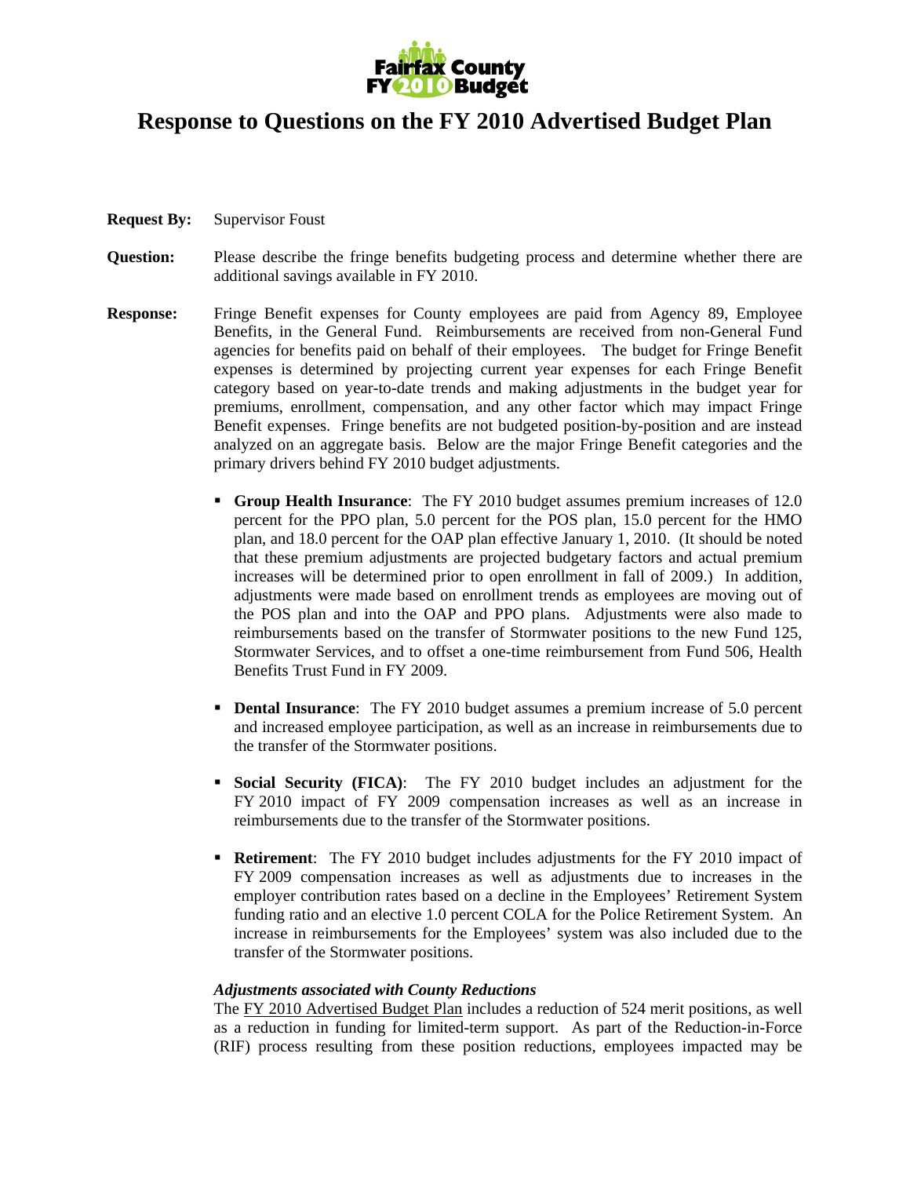# Response to Questions on the FY 2010 Advertised Budget Plan

**Request By:** Supervisor Foust

**Question:** Please describe the fringe benefits budgeting process and determine whether there are additional savings available in FY 2010.

**Response:** Fringe Benefit expenses for County employees are paid from Agency 89, Employee Benefits, in the General Fund. Reimbursements are received from non-General Fund agencies for benefits paid on behalf of their employees. The budget for Fringe Benefit expenses is determined by projecting current year expenses for each Fringe Benefit category based on year-to-date trends and making adjustments in the budget year for premiums, enrollment, compensation, and any other factor which may impact Fringe Benefit expenses. Fringe benefits are not budgeted position-by-position and are instead analyzed on an aggregate basis. Below are the major Fringe Benefit categories and the primary drivers behind FY 2010 budget adjustments.

- **Group Health Insurance**: The FY 2010 budget assumes premium increases of 12.0 percent for the PPO plan, 5.0 percent for the POS plan, 15.0 percent for the HMO plan, and 18.0 percent for the OAP plan effective January 1, 2010. (It should be noted that these premium adjustments are projected budgetary factors and actual premium increases will be determined prior to open enrollment in fall of 2009.) In addition, adjustments were made based on enrollment trends as employees are moving out of the POS plan and into the OAP and PPO plans. Adjustments were also made to reimbursements based on the transfer of Stormwater positions to the new Fund 125, Stormwater Services, and to offset a one-time reimbursement from Fund 506, Health Benefits Trust Fund in FY 2009.

- **Dental Insurance**: The FY 2010 budget assumes a premium increase of 5.0 percent and increased employee participation, as well as an increase in reimbursements due to the transfer of the Stormwater positions.

- **Social Security (FICA)**: The FY 2010 budget includes an adjustment for the FY 2010 impact of FY 2009 compensation increases as well as an increase in reimbursements due to the transfer of the Stormwater positions.

- **Retirement**: The FY 2010 budget includes adjustments for the FY 2010 impact of FY 2009 compensation increases as well as adjustments due to increases in the employer contribution rates based on a decline in the Employees' Retirement System funding ratio and an elective 1.0 percent COLA for the Police Retirement System. An increase in reimbursements for the Employees' system was also included due to the transfer of the Stormwater positions.

***Adjustments associated with County Reductions***

The FY 2010 Advertised Budget Plan includes a reduction of 524 merit positions, as well as a reduction in funding for limited-term support. As part of the Reduction-in-Force (RIF) process resulting from these position reductions, employees impacted may be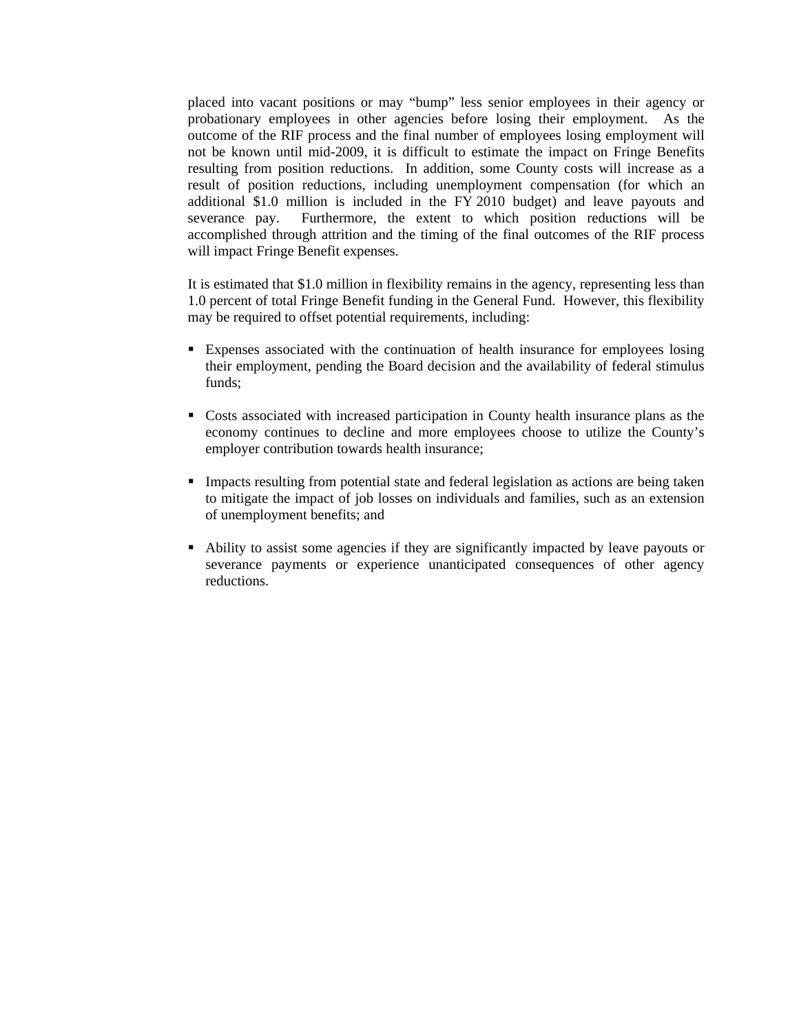placed into vacant positions or may "bump" less senior employees in their agency or probationary employees in other agencies before losing their employment. As the outcome of the RIF process and the final number of employees losing employment will not be known until mid-2009, it is difficult to estimate the impact on Fringe Benefits resulting from position reductions. In addition, some County costs will increase as a result of position reductions, including unemployment compensation (for which an additional $1.0 million is included in the FY 2010 budget) and leave payouts and severance pay. Furthermore, the extent to which position reductions will be accomplished through attrition and the timing of the final outcomes of the RIF process will impact Fringe Benefit expenses.

It is estimated that $1.0 million in flexibility remains in the agency, representing less than 1.0 percent of total Fringe Benefit funding in the General Fund. However, this flexibility may be required to offset potential requirements, including:

- Expenses associated with the continuation of health insurance for employees losing their employment, pending the Board decision and the availability of federal stimulus funds;

- Costs associated with increased participation in County health insurance plans as the economy continues to decline and more employees choose to utilize the County's employer contribution towards health insurance;

- Impacts resulting from potential state and federal legislation as actions are being taken to mitigate the impact of job losses on individuals and families, such as an extension of unemployment benefits; and

- Ability to assist some agencies if they are significantly impacted by leave payouts or severance payments or experience unanticipated consequences of other agency reductions.